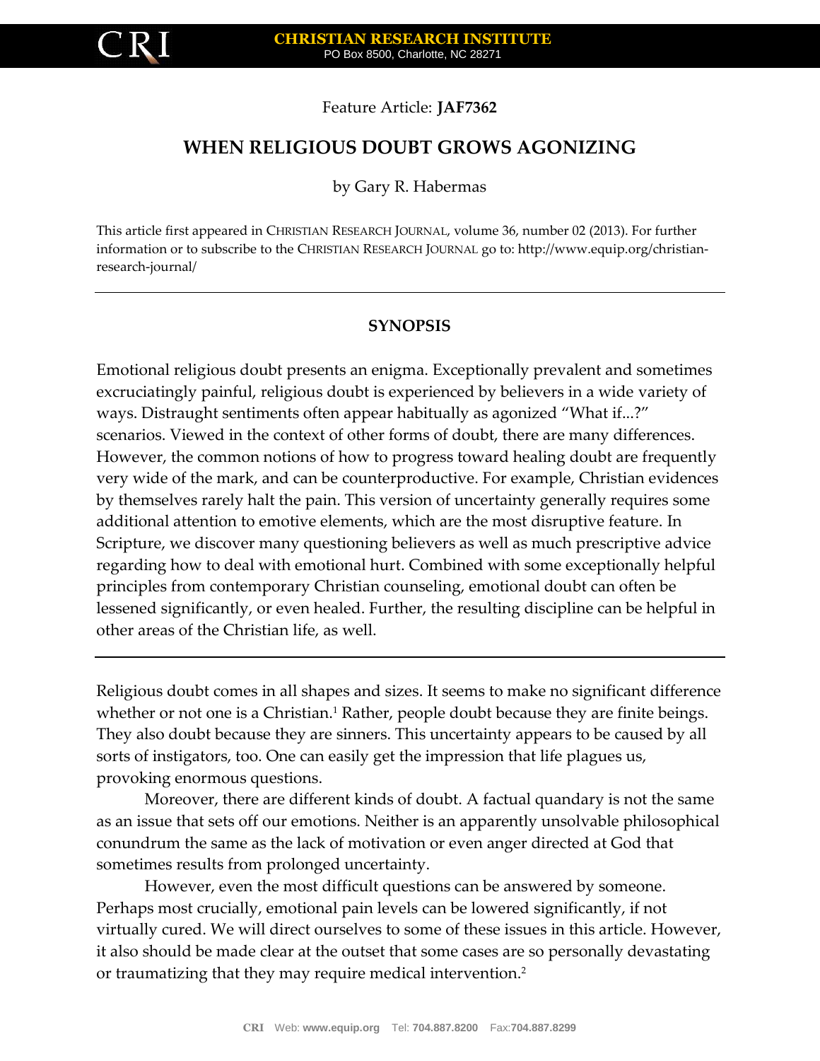Feature Article: **JAF7362**

# WHEN RELIGIOUS DOUBT GROWS AGONIZING

by Gary R. Habermas

This article first appeared in CHRISTIAN RESEARCH JOURNAL, volume 36, number 02 (2013). For further information or to subscribe to the CHRISTIAN RESEARCH JOURNAL go to: http://www.equip.org/christian-research-journal/

---

## SYNOPSIS

Emotional religious doubt presents an enigma. Exceptionally prevalent and sometimes excruciatingly painful, religious doubt is experienced by believers in a wide variety of ways. Distraught sentiments often appear habitually as agonized "What if...?" scenarios. Viewed in the context of other forms of doubt, there are many differences. However, the common notions of how to progress toward healing doubt are frequently very wide of the mark, and can be counterproductive. For example, Christian evidences by themselves rarely halt the pain. This version of uncertainty generally requires some additional attention to emotive elements, which are the most disruptive feature. In Scripture, we discover many questioning believers as well as much prescriptive advice regarding how to deal with emotional hurt. Combined with some exceptionally helpful principles from contemporary Christian counseling, emotional doubt can often be lessened significantly, or even healed. Further, the resulting discipline can be helpful in other areas of the Christian life, as well.

---

Religious doubt comes in all shapes and sizes. It seems to make no significant difference whether or not one is a Christian.[1] Rather, people doubt because they are finite beings. They also doubt because they are sinners. This uncertainty appears to be caused by all sorts of instigators, too. One can easily get the impression that life plagues us, provoking enormous questions.

Moreover, there are different kinds of doubt. A factual quandary is not the same as an issue that sets off our emotions. Neither is an apparently unsolvable philosophical conundrum the same as the lack of motivation or even anger directed at God that sometimes results from prolonged uncertainty.

However, even the most difficult questions can be answered by someone. Perhaps most crucially, emotional pain levels can be lowered significantly, if not virtually cured. We will direct ourselves to some of these issues in this article. However, it also should be made clear at the outset that some cases are so personally devastating or traumatizing that they may require medical intervention.[2]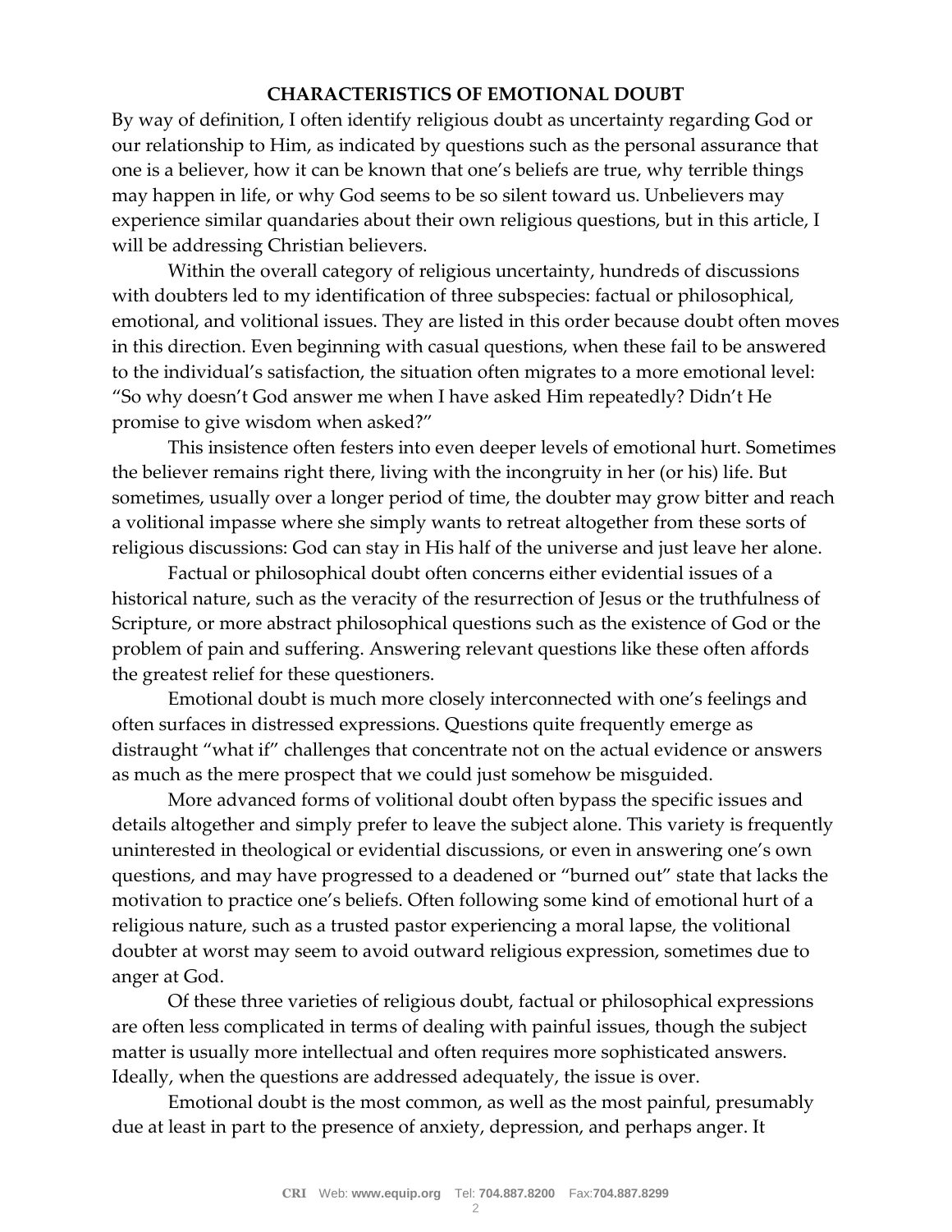## CHARACTERISTICS OF EMOTIONAL DOUBT

By way of definition, I often identify religious doubt as uncertainty regarding God or our relationship to Him, as indicated by questions such as the personal assurance that one is a believer, how it can be known that one's beliefs are true, why terrible things may happen in life, or why God seems to be so silent toward us. Unbelievers may experience similar quandaries about their own religious questions, but in this article, I will be addressing Christian believers.

Within the overall category of religious uncertainty, hundreds of discussions with doubters led to my identification of three subspecies: factual or philosophical, emotional, and volitional issues. They are listed in this order because doubt often moves in this direction. Even beginning with casual questions, when these fail to be answered to the individual's satisfaction, the situation often migrates to a more emotional level: "So why doesn't God answer me when I have asked Him repeatedly? Didn't He promise to give wisdom when asked?"

This insistence often festers into even deeper levels of emotional hurt. Sometimes the believer remains right there, living with the incongruity in her (or his) life. But sometimes, usually over a longer period of time, the doubter may grow bitter and reach a volitional impasse where she simply wants to retreat altogether from these sorts of religious discussions: God can stay in His half of the universe and just leave her alone.

Factual or philosophical doubt often concerns either evidential issues of a historical nature, such as the veracity of the resurrection of Jesus or the truthfulness of Scripture, or more abstract philosophical questions such as the existence of God or the problem of pain and suffering. Answering relevant questions like these often affords the greatest relief for these questioners.

Emotional doubt is much more closely interconnected with one's feelings and often surfaces in distressed expressions. Questions quite frequently emerge as distraught "what if" challenges that concentrate not on the actual evidence or answers as much as the mere prospect that we could just somehow be misguided.

More advanced forms of volitional doubt often bypass the specific issues and details altogether and simply prefer to leave the subject alone. This variety is frequently uninterested in theological or evidential discussions, or even in answering one's own questions, and may have progressed to a deadened or "burned out" state that lacks the motivation to practice one's beliefs. Often following some kind of emotional hurt of a religious nature, such as a trusted pastor experiencing a moral lapse, the volitional doubter at worst may seem to avoid outward religious expression, sometimes due to anger at God.

Of these three varieties of religious doubt, factual or philosophical expressions are often less complicated in terms of dealing with painful issues, though the subject matter is usually more intellectual and often requires more sophisticated answers. Ideally, when the questions are addressed adequately, the issue is over.

Emotional doubt is the most common, as well as the most painful, presumably due at least in part to the presence of anxiety, depression, and perhaps anger. It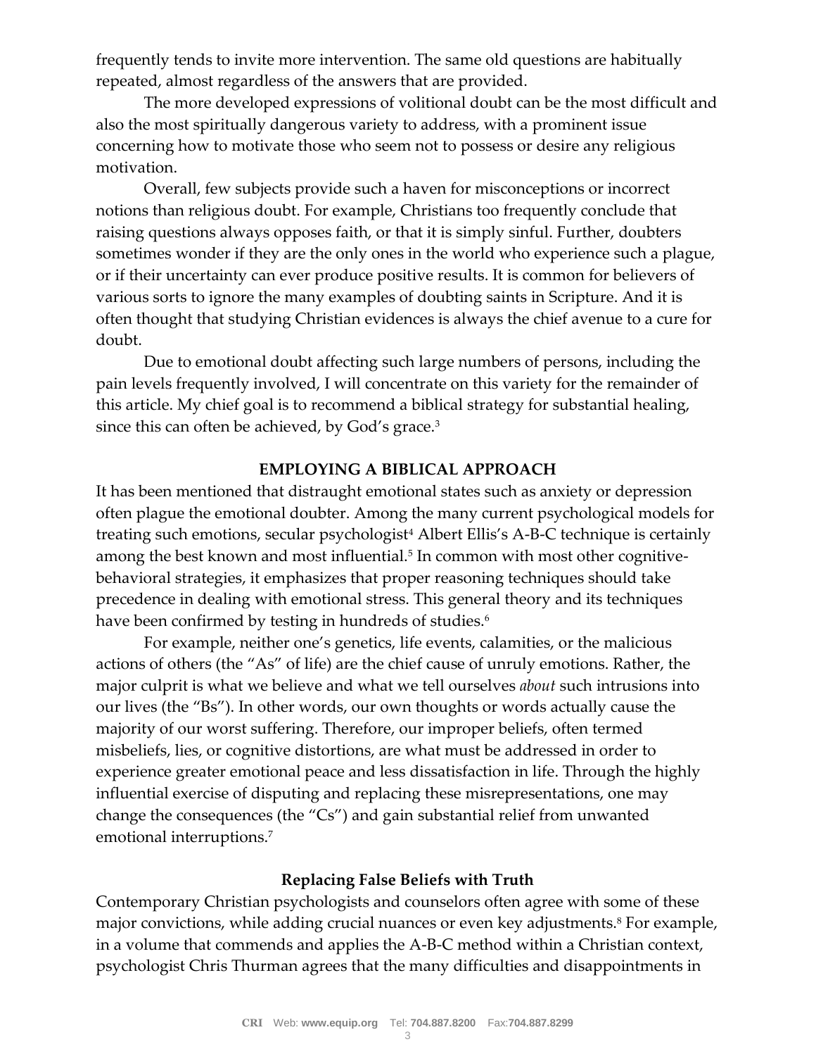frequently tends to invite more intervention. The same old questions are habitually repeated, almost regardless of the answers that are provided.

The more developed expressions of volitional doubt can be the most difficult and also the most spiritually dangerous variety to address, with a prominent issue concerning how to motivate those who seem not to possess or desire any religious motivation.

Overall, few subjects provide such a haven for misconceptions or incorrect notions than religious doubt. For example, Christians too frequently conclude that raising questions always opposes faith, or that it is simply sinful. Further, doubters sometimes wonder if they are the only ones in the world who experience such a plague, or if their uncertainty can ever produce positive results. It is common for believers of various sorts to ignore the many examples of doubting saints in Scripture. And it is often thought that studying Christian evidences is always the chief avenue to a cure for doubt.

Due to emotional doubt affecting such large numbers of persons, including the pain levels frequently involved, I will concentrate on this variety for the remainder of this article. My chief goal is to recommend a biblical strategy for substantial healing, since this can often be achieved, by God's grace.[3]

## EMPLOYING A BIBLICAL APPROACH

It has been mentioned that distraught emotional states such as anxiety or depression often plague the emotional doubter. Among the many current psychological models for treating such emotions, secular psychologist[4] Albert Ellis's A-B-C technique is certainly among the best known and most influential.[5] In common with most other cognitive-behavioral strategies, it emphasizes that proper reasoning techniques should take precedence in dealing with emotional stress. This general theory and its techniques have been confirmed by testing in hundreds of studies.[6]

For example, neither one's genetics, life events, calamities, or the malicious actions of others (the "As" of life) are the chief cause of unruly emotions. Rather, the major culprit is what we believe and what we tell ourselves *about* such intrusions into our lives (the "Bs"). In other words, our own thoughts or words actually cause the majority of our worst suffering. Therefore, our improper beliefs, often termed misbeliefs, lies, or cognitive distortions, are what must be addressed in order to experience greater emotional peace and less dissatisfaction in life. Through the highly influential exercise of disputing and replacing these misrepresentations, one may change the consequences (the "Cs") and gain substantial relief from unwanted emotional interruptions.[7]

### Replacing False Beliefs with Truth

Contemporary Christian psychologists and counselors often agree with some of these major convictions, while adding crucial nuances or even key adjustments.[8] For example, in a volume that commends and applies the A-B-C method within a Christian context, psychologist Chris Thurman agrees that the many difficulties and disappointments in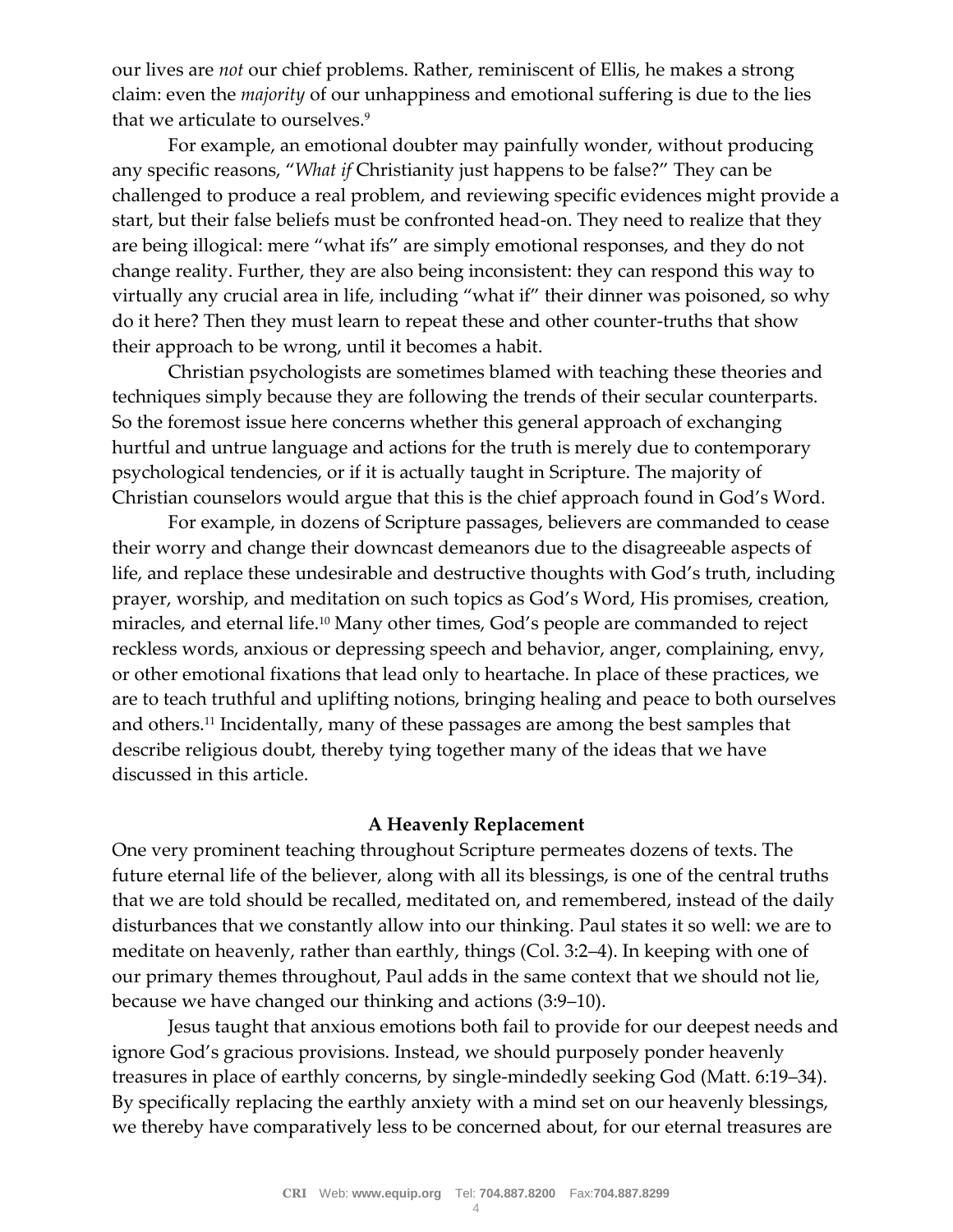our lives are *not* our chief problems. Rather, reminiscent of Ellis, he makes a strong claim: even the *majority* of our unhappiness and emotional suffering is due to the lies that we articulate to ourselves.[9]

For example, an emotional doubter may painfully wonder, without producing any specific reasons, "*What if* Christianity just happens to be false?" They can be challenged to produce a real problem, and reviewing specific evidences might provide a start, but their false beliefs must be confronted head-on. They need to realize that they are being illogical: mere "what ifs" are simply emotional responses, and they do not change reality. Further, they are also being inconsistent: they can respond this way to virtually any crucial area in life, including "what if" their dinner was poisoned, so why do it here? Then they must learn to repeat these and other counter-truths that show their approach to be wrong, until it becomes a habit.

Christian psychologists are sometimes blamed with teaching these theories and techniques simply because they are following the trends of their secular counterparts. So the foremost issue here concerns whether this general approach of exchanging hurtful and untrue language and actions for the truth is merely due to contemporary psychological tendencies, or if it is actually taught in Scripture. The majority of Christian counselors would argue that this is the chief approach found in God's Word.

For example, in dozens of Scripture passages, believers are commanded to cease their worry and change their downcast demeanors due to the disagreeable aspects of life, and replace these undesirable and destructive thoughts with God's truth, including prayer, worship, and meditation on such topics as God's Word, His promises, creation, miracles, and eternal life.[10] Many other times, God's people are commanded to reject reckless words, anxious or depressing speech and behavior, anger, complaining, envy, or other emotional fixations that lead only to heartache. In place of these practices, we are to teach truthful and uplifting notions, bringing healing and peace to both ourselves and others.[11] Incidentally, many of these passages are among the best samples that describe religious doubt, thereby tying together many of the ideas that we have discussed in this article.

## A Heavenly Replacement

One very prominent teaching throughout Scripture permeates dozens of texts. The future eternal life of the believer, along with all its blessings, is one of the central truths that we are told should be recalled, meditated on, and remembered, instead of the daily disturbances that we constantly allow into our thinking. Paul states it so well: we are to meditate on heavenly, rather than earthly, things (Col. 3:2–4). In keeping with one of our primary themes throughout, Paul adds in the same context that we should not lie, because we have changed our thinking and actions (3:9–10).

Jesus taught that anxious emotions both fail to provide for our deepest needs and ignore God's gracious provisions. Instead, we should purposely ponder heavenly treasures in place of earthly concerns, by single-mindedly seeking God (Matt. 6:19–34). By specifically replacing the earthly anxiety with a mind set on our heavenly blessings, we thereby have comparatively less to be concerned about, for our eternal treasures are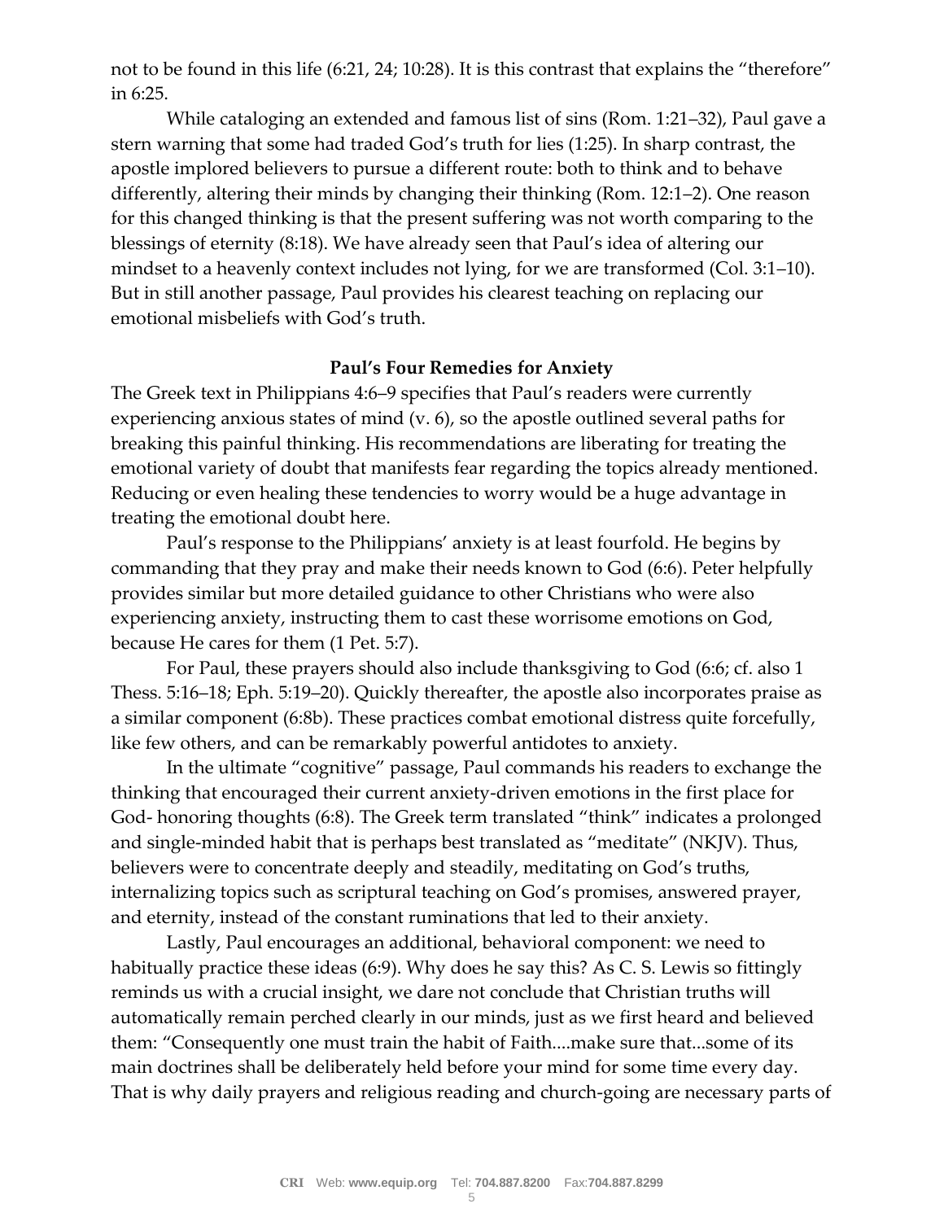not to be found in this life (6:21, 24; 10:28). It is this contrast that explains the "therefore" in 6:25.

While cataloging an extended and famous list of sins (Rom. 1:21–32), Paul gave a stern warning that some had traded God's truth for lies (1:25). In sharp contrast, the apostle implored believers to pursue a different route: both to think and to behave differently, altering their minds by changing their thinking (Rom. 12:1–2). One reason for this changed thinking is that the present suffering was not worth comparing to the blessings of eternity (8:18). We have already seen that Paul's idea of altering our mindset to a heavenly context includes not lying, for we are transformed (Col. 3:1–10). But in still another passage, Paul provides his clearest teaching on replacing our emotional misbeliefs with God's truth.

## Paul's Four Remedies for Anxiety

The Greek text in Philippians 4:6–9 specifies that Paul's readers were currently experiencing anxious states of mind (v. 6), so the apostle outlined several paths for breaking this painful thinking. His recommendations are liberating for treating the emotional variety of doubt that manifests fear regarding the topics already mentioned. Reducing or even healing these tendencies to worry would be a huge advantage in treating the emotional doubt here.

Paul's response to the Philippians' anxiety is at least fourfold. He begins by commanding that they pray and make their needs known to God (6:6). Peter helpfully provides similar but more detailed guidance to other Christians who were also experiencing anxiety, instructing them to cast these worrisome emotions on God, because He cares for them (1 Pet. 5:7).

For Paul, these prayers should also include thanksgiving to God (6:6; cf. also 1 Thess. 5:16–18; Eph. 5:19–20). Quickly thereafter, the apostle also incorporates praise as a similar component (6:8b). These practices combat emotional distress quite forcefully, like few others, and can be remarkably powerful antidotes to anxiety.

In the ultimate "cognitive" passage, Paul commands his readers to exchange the thinking that encouraged their current anxiety-driven emotions in the first place for God- honoring thoughts (6:8). The Greek term translated "think" indicates a prolonged and single-minded habit that is perhaps best translated as "meditate" (NKJV). Thus, believers were to concentrate deeply and steadily, meditating on God's truths, internalizing topics such as scriptural teaching on God's promises, answered prayer, and eternity, instead of the constant ruminations that led to their anxiety.

Lastly, Paul encourages an additional, behavioral component: we need to habitually practice these ideas (6:9). Why does he say this? As C. S. Lewis so fittingly reminds us with a crucial insight, we dare not conclude that Christian truths will automatically remain perched clearly in our minds, just as we first heard and believed them: "Consequently one must train the habit of Faith....make sure that...some of its main doctrines shall be deliberately held before your mind for some time every day. That is why daily prayers and religious reading and church-going are necessary parts of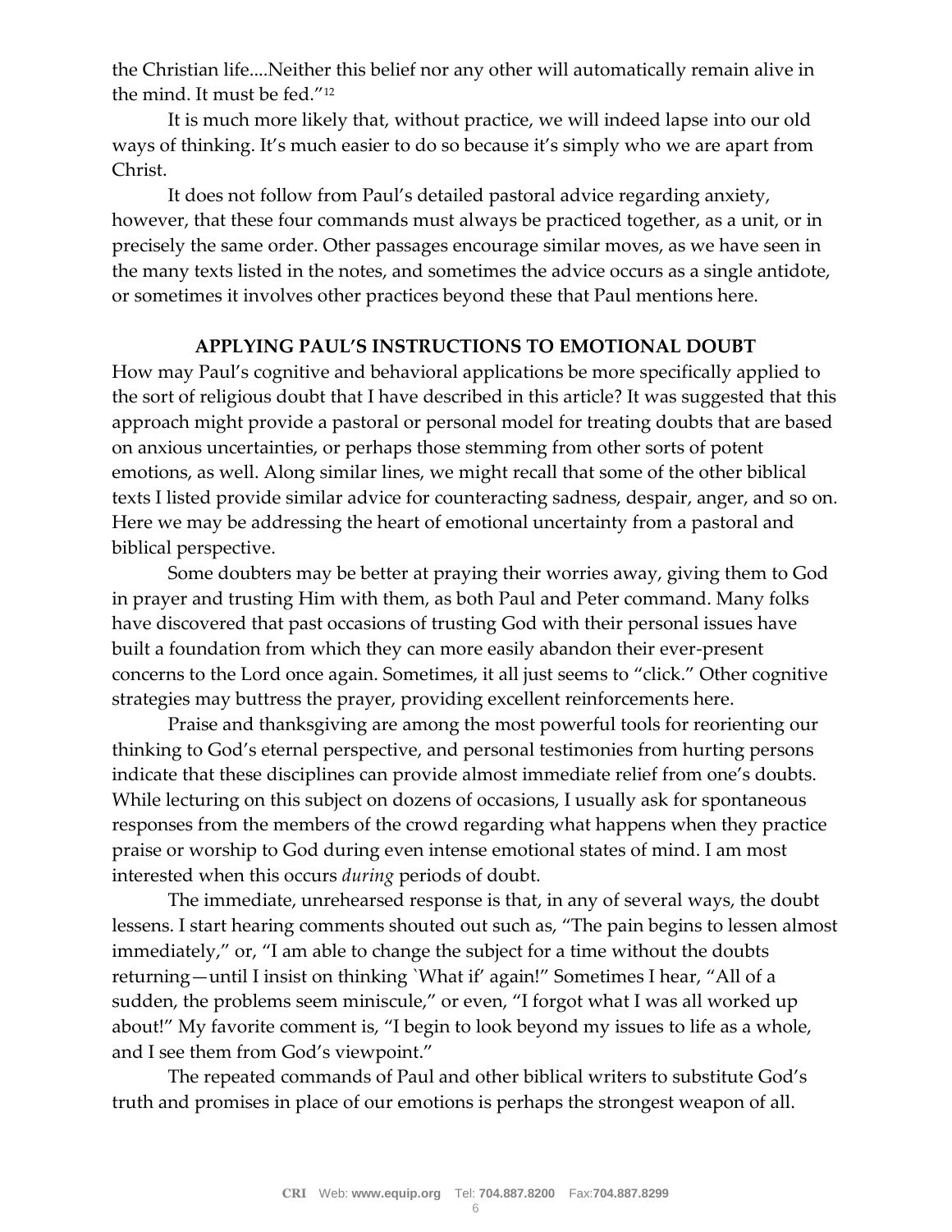the Christian life....Neither this belief nor any other will automatically remain alive in the mind. It must be fed."[12]

It is much more likely that, without practice, we will indeed lapse into our old ways of thinking. It's much easier to do so because it's simply who we are apart from Christ.

It does not follow from Paul's detailed pastoral advice regarding anxiety, however, that these four commands must always be practiced together, as a unit, or in precisely the same order. Other passages encourage similar moves, as we have seen in the many texts listed in the notes, and sometimes the advice occurs as a single antidote, or sometimes it involves other practices beyond these that Paul mentions here.

## APPLYING PAUL'S INSTRUCTIONS TO EMOTIONAL DOUBT

How may Paul's cognitive and behavioral applications be more specifically applied to the sort of religious doubt that I have described in this article? It was suggested that this approach might provide a pastoral or personal model for treating doubts that are based on anxious uncertainties, or perhaps those stemming from other sorts of potent emotions, as well. Along similar lines, we might recall that some of the other biblical texts I listed provide similar advice for counteracting sadness, despair, anger, and so on. Here we may be addressing the heart of emotional uncertainty from a pastoral and biblical perspective.

Some doubters may be better at praying their worries away, giving them to God in prayer and trusting Him with them, as both Paul and Peter command. Many folks have discovered that past occasions of trusting God with their personal issues have built a foundation from which they can more easily abandon their ever-present concerns to the Lord once again. Sometimes, it all just seems to "click." Other cognitive strategies may buttress the prayer, providing excellent reinforcements here.

Praise and thanksgiving are among the most powerful tools for reorienting our thinking to God's eternal perspective, and personal testimonies from hurting persons indicate that these disciplines can provide almost immediate relief from one's doubts. While lecturing on this subject on dozens of occasions, I usually ask for spontaneous responses from the members of the crowd regarding what happens when they practice praise or worship to God during even intense emotional states of mind. I am most interested when this occurs *during* periods of doubt.

The immediate, unrehearsed response is that, in any of several ways, the doubt lessens. I start hearing comments shouted out such as, "The pain begins to lessen almost immediately," or, "I am able to change the subject for a time without the doubts returning—until I insist on thinking `What if' again!" Sometimes I hear, "All of a sudden, the problems seem miniscule," or even, "I forgot what I was all worked up about!" My favorite comment is, "I begin to look beyond my issues to life as a whole, and I see them from God's viewpoint."

The repeated commands of Paul and other biblical writers to substitute God's truth and promises in place of our emotions is perhaps the strongest weapon of all.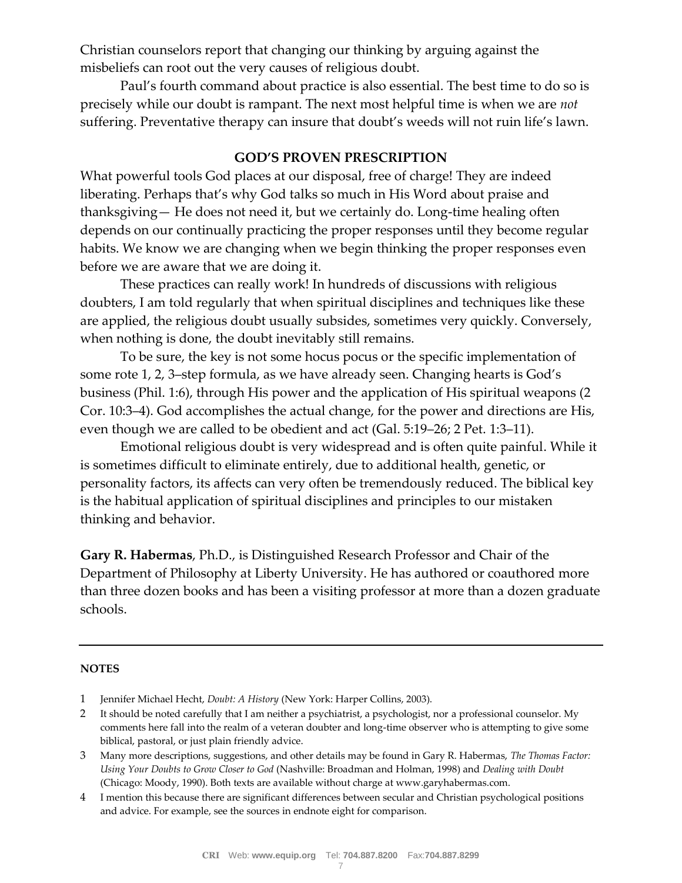Christian counselors report that changing our thinking by arguing against the misbeliefs can root out the very causes of religious doubt.

Paul's fourth command about practice is also essential. The best time to do so is precisely while our doubt is rampant. The next most helpful time is when we are *not* suffering. Preventative therapy can insure that doubt's weeds will not ruin life's lawn.

## GOD'S PROVEN PRESCRIPTION

What powerful tools God places at our disposal, free of charge! They are indeed liberating. Perhaps that's why God talks so much in His Word about praise and thanksgiving— He does not need it, but we certainly do. Long-time healing often depends on our continually practicing the proper responses until they become regular habits. We know we are changing when we begin thinking the proper responses even before we are aware that we are doing it.

These practices can really work! In hundreds of discussions with religious doubters, I am told regularly that when spiritual disciplines and techniques like these are applied, the religious doubt usually subsides, sometimes very quickly. Conversely, when nothing is done, the doubt inevitably still remains.

To be sure, the key is not some hocus pocus or the specific implementation of some rote 1, 2, 3–step formula, as we have already seen. Changing hearts is God's business (Phil. 1:6), through His power and the application of His spiritual weapons (2 Cor. 10:3–4). God accomplishes the actual change, for the power and directions are His, even though we are called to be obedient and act (Gal. 5:19–26; 2 Pet. 1:3–11).

Emotional religious doubt is very widespread and is often quite painful. While it is sometimes difficult to eliminate entirely, due to additional health, genetic, or personality factors, its affects can very often be tremendously reduced. The biblical key is the habitual application of spiritual disciplines and principles to our mistaken thinking and behavior.

**Gary R. Habermas**, Ph.D., is Distinguished Research Professor and Chair of the Department of Philosophy at Liberty University. He has authored or coauthored more than three dozen books and has been a visiting professor at more than a dozen graduate schools.

---

**NOTES**

1 Jennifer Michael Hecht, *Doubt: A History* (New York: Harper Collins, 2003).

2 It should be noted carefully that I am neither a psychiatrist, a psychologist, nor a professional counselor. My comments here fall into the realm of a veteran doubter and long-time observer who is attempting to give some biblical, pastoral, or just plain friendly advice.

3 Many more descriptions, suggestions, and other details may be found in Gary R. Habermas, *The Thomas Factor: Using Your Doubts to Grow Closer to God* (Nashville: Broadman and Holman, 1998) and *Dealing with Doubt* (Chicago: Moody, 1990). Both texts are available without charge at www.garyhabermas.com.

4 I mention this because there are significant differences between secular and Christian psychological positions and advice. For example, see the sources in endnote eight for comparison.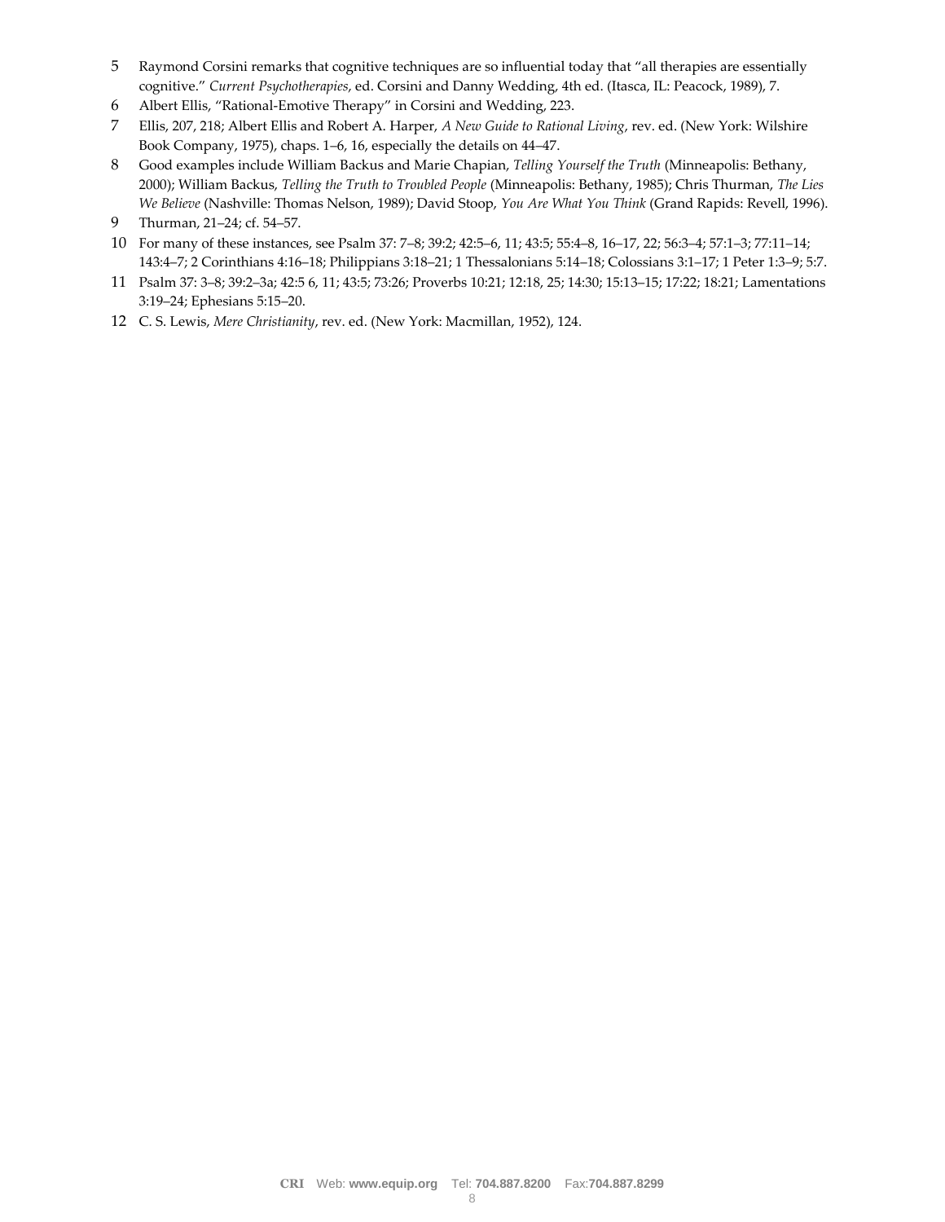5 Raymond Corsini remarks that cognitive techniques are so influential today that "all therapies are essentially cognitive." *Current Psychotherapies*, ed. Corsini and Danny Wedding, 4th ed. (Itasca, IL: Peacock, 1989), 7.

6 Albert Ellis, "Rational-Emotive Therapy" in Corsini and Wedding, 223.

7 Ellis, 207, 218; Albert Ellis and Robert A. Harper, *A New Guide to Rational Living*, rev. ed. (New York: Wilshire Book Company, 1975), chaps. 1–6, 16, especially the details on 44–47.

8 Good examples include William Backus and Marie Chapian, *Telling Yourself the Truth* (Minneapolis: Bethany, 2000); William Backus, *Telling the Truth to Troubled People* (Minneapolis: Bethany, 1985); Chris Thurman, *The Lies We Believe* (Nashville: Thomas Nelson, 1989); David Stoop, *You Are What You Think* (Grand Rapids: Revell, 1996).

9 Thurman, 21–24; cf. 54–57.

10 For many of these instances, see Psalm 37: 7–8; 39:2; 42:5–6, 11; 43:5; 55:4–8, 16–17, 22; 56:3–4; 57:1–3; 77:11–14; 143:4–7; 2 Corinthians 4:16–18; Philippians 3:18–21; 1 Thessalonians 5:14–18; Colossians 3:1–17; 1 Peter 1:3–9; 5:7.

11 Psalm 37: 3–8; 39:2–3a; 42:5 6, 11; 43:5; 73:26; Proverbs 10:21; 12:18, 25; 14:30; 15:13–15; 17:22; 18:21; Lamentations 3:19–24; Ephesians 5:15–20.

12 C. S. Lewis, *Mere Christianity*, rev. ed. (New York: Macmillan, 1952), 124.